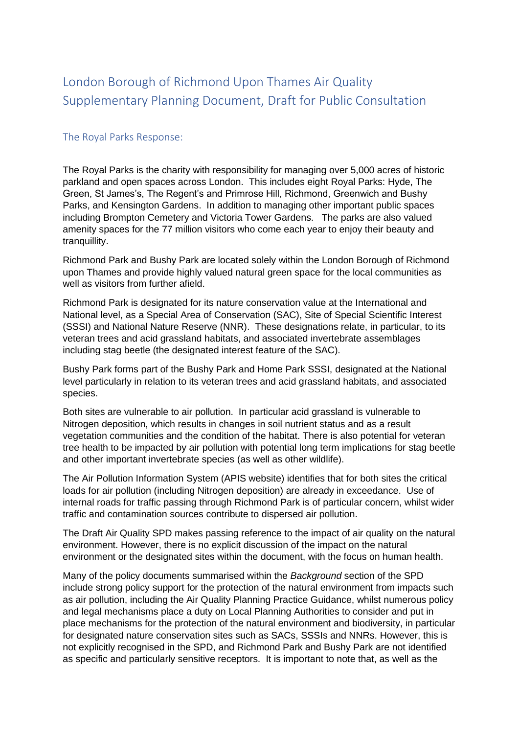# London Borough of Richmond Upon Thames Air Quality Supplementary Planning Document, Draft for Public Consultation

## The Royal Parks Response:

The Royal Parks is the charity with responsibility for managing over 5,000 acres of historic parkland and open spaces across London. This includes eight Royal Parks: Hyde, The Green, St James's, The Regent's and Primrose Hill, Richmond, Greenwich and Bushy Parks, and Kensington Gardens. In addition to managing other important public spaces including Brompton Cemetery and Victoria Tower Gardens. The parks are also valued amenity spaces for the 77 million visitors who come each year to enjoy their beauty and tranquillity.

Richmond Park and Bushy Park are located solely within the London Borough of Richmond upon Thames and provide highly valued natural green space for the local communities as well as visitors from further afield.

Richmond Park is designated for its nature conservation value at the International and National level, as a Special Area of Conservation (SAC), Site of Special Scientific Interest (SSSI) and National Nature Reserve (NNR). These designations relate, in particular, to its veteran trees and acid grassland habitats, and associated invertebrate assemblages including stag beetle (the designated interest feature of the SAC).

Bushy Park forms part of the Bushy Park and Home Park SSSI, designated at the National level particularly in relation to its veteran trees and acid grassland habitats, and associated species.

Both sites are vulnerable to air pollution. In particular acid grassland is vulnerable to Nitrogen deposition, which results in changes in soil nutrient status and as a result vegetation communities and the condition of the habitat. There is also potential for veteran tree health to be impacted by air pollution with potential long term implications for stag beetle and other important invertebrate species (as well as other wildlife).

The Air Pollution Information System (APIS website) identifies that for both sites the critical loads for air pollution (including Nitrogen deposition) are already in exceedance. Use of internal roads for traffic passing through Richmond Park is of particular concern, whilst wider traffic and contamination sources contribute to dispersed air pollution.

The Draft Air Quality SPD makes passing reference to the impact of air quality on the natural environment. However, there is no explicit discussion of the impact on the natural environment or the designated sites within the document, with the focus on human health.

Many of the policy documents summarised within the *Background* section of the SPD include strong policy support for the protection of the natural environment from impacts such as air pollution, including the Air Quality Planning Practice Guidance, whilst numerous policy and legal mechanisms place a duty on Local Planning Authorities to consider and put in place mechanisms for the protection of the natural environment and biodiversity, in particular for designated nature conservation sites such as SACs, SSSIs and NNRs. However, this is not explicitly recognised in the SPD, and Richmond Park and Bushy Park are not identified as specific and particularly sensitive receptors. It is important to note that, as well as the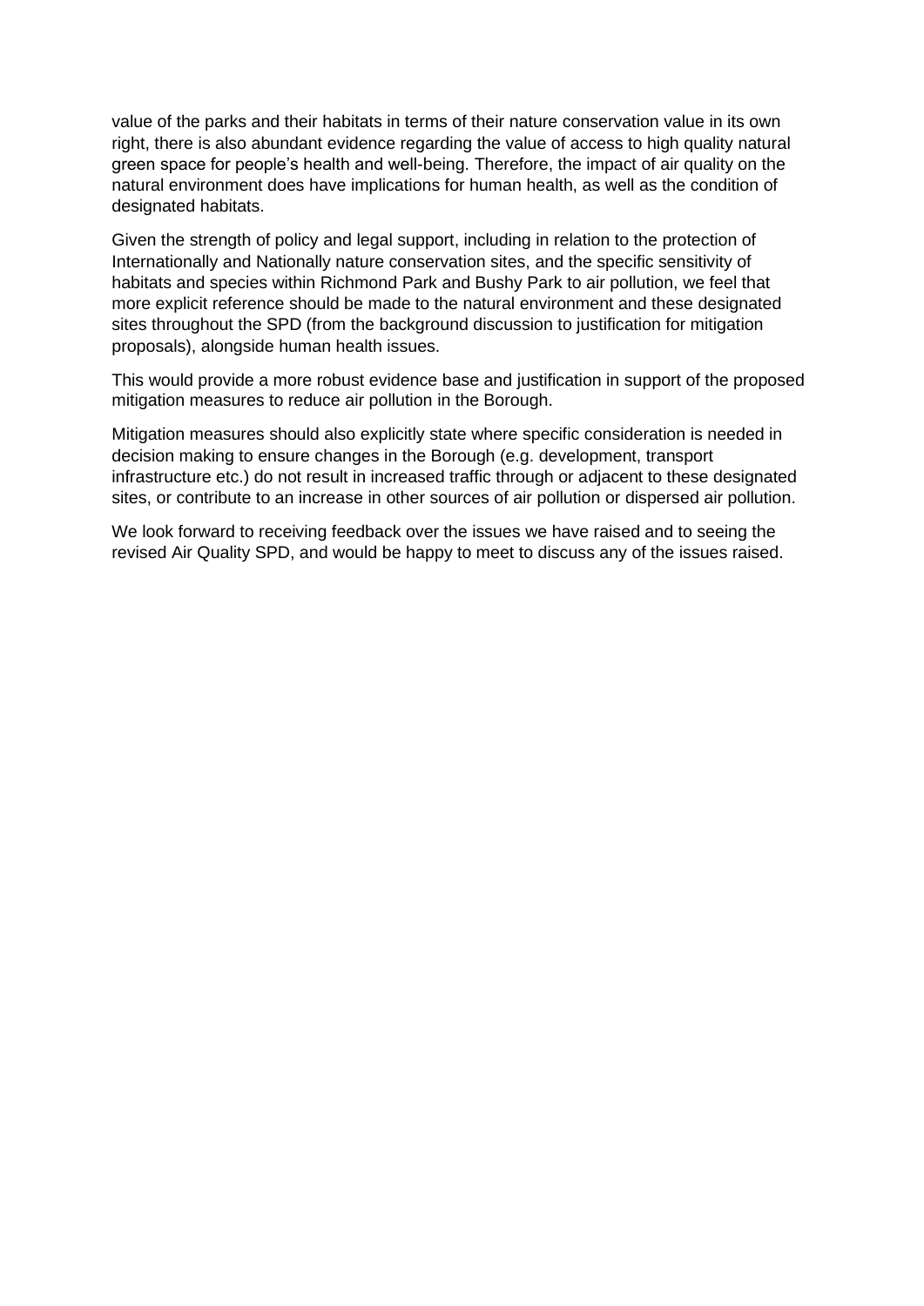value of the parks and their habitats in terms of their nature conservation value in its own right, there is also abundant evidence regarding the value of access to high quality natural green space for people's health and well-being. Therefore, the impact of air quality on the natural environment does have implications for human health, as well as the condition of designated habitats.

Given the strength of policy and legal support, including in relation to the protection of Internationally and Nationally nature conservation sites, and the specific sensitivity of habitats and species within Richmond Park and Bushy Park to air pollution, we feel that more explicit reference should be made to the natural environment and these designated sites throughout the SPD (from the background discussion to justification for mitigation proposals), alongside human health issues.

This would provide a more robust evidence base and justification in support of the proposed mitigation measures to reduce air pollution in the Borough.

Mitigation measures should also explicitly state where specific consideration is needed in decision making to ensure changes in the Borough (e.g. development, transport infrastructure etc.) do not result in increased traffic through or adjacent to these designated sites, or contribute to an increase in other sources of air pollution or dispersed air pollution.

We look forward to receiving feedback over the issues we have raised and to seeing the revised Air Quality SPD, and would be happy to meet to discuss any of the issues raised.